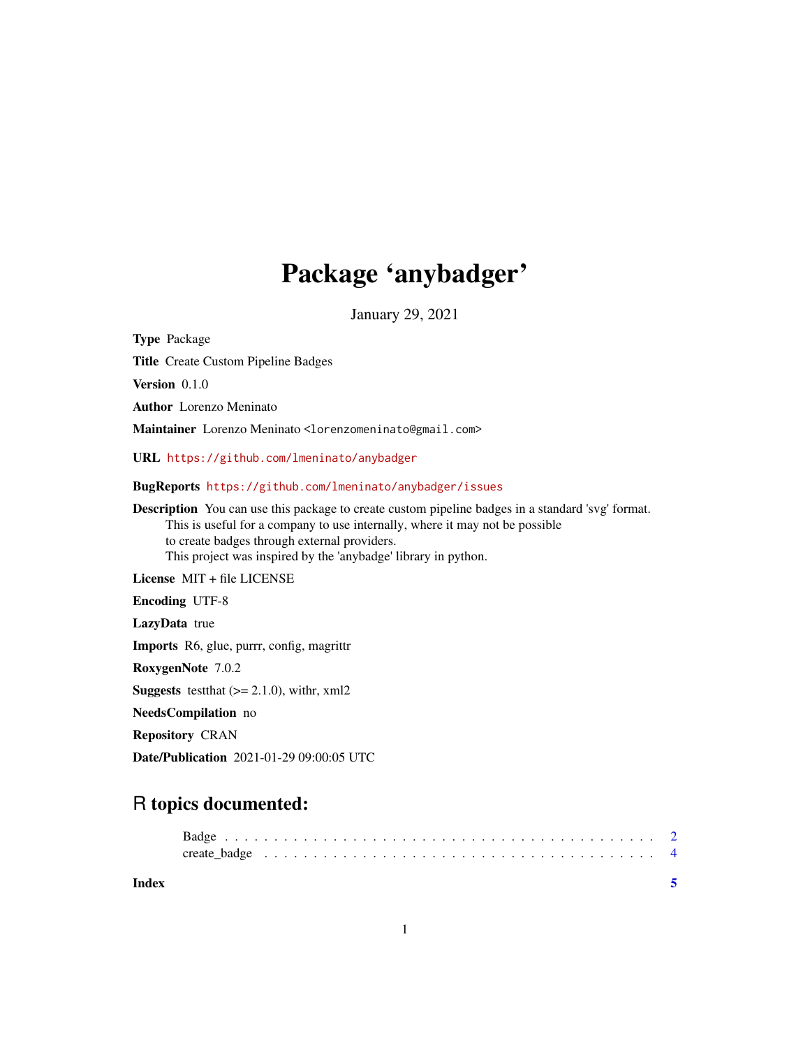# Package 'anybadger'

January 29, 2021

**Type** Package

**Title** Create Custom Pipeline Badges

**Version** 0.1.0

**Author** Lorenzo Meninato

**Maintainer** Lorenzo Meninato <lorenzomeninato@gmail.com>

**URL** https://github.com/lmeninato/anybadger

**BugReports** https://github.com/lmeninato/anybadger/issues

**Description** You can use this package to create custom pipeline badges in a standard 'svg' format.
This is useful for a company to use internally, where it may not be possible
to create badges through external providers.
This project was inspired by the 'anybadge' library in python.

**License** MIT + file LICENSE

**Encoding** UTF-8

**LazyData** true

**Imports** R6, glue, purrr, config, magrittr

**RoxygenNote** 7.0.2

**Suggests** testthat (>= 2.1.0), withr, xml2

**NeedsCompilation** no

**Repository** CRAN

**Date/Publication** 2021-01-29 09:00:05 UTC

## R topics documented:

Badge . . . . . . . . . . . . . . . . . . . . . . . . . . . . . . . . . . . . . . . . . . . 2
create_badge . . . . . . . . . . . . . . . . . . . . . . . . . . . . . . . . . . . . . . . . 4

**Index** 5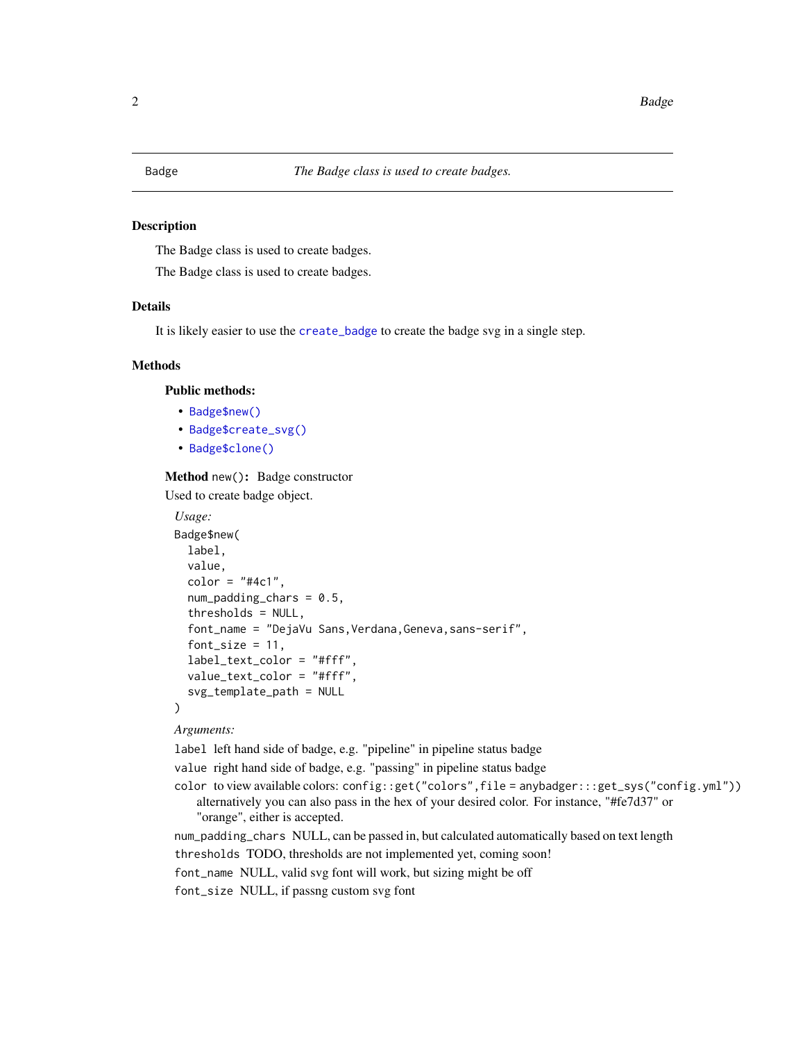Badge *The Badge class is used to create badges.*

## Description

The Badge class is used to create badges.

The Badge class is used to create badges.

## Details

It is likely easier to use the `create_badge` to create the badge svg in a single step.

## Methods

### Public methods:

- `Badge$new()`
- `Badge$create_svg()`
- `Badge$clone()`

**Method** `new()`**:** Badge constructor

Used to create badge object.

*Usage:*

```
Badge$new(
  label,
  value,
  color = "#4c1",
  num_padding_chars = 0.5,
  thresholds = NULL,
  font_name = "DejaVu Sans,Verdana,Geneva,sans-serif",
  font_size = 11,
  label_text_color = "#fff",
  value_text_color = "#fff",
  svg_template_path = NULL
)
```

*Arguments:*

`label` left hand side of badge, e.g. "pipeline" in pipeline status badge

`value` right hand side of badge, e.g. "passing" in pipeline status badge

`color` to view available colors: `config::get("colors",file = anybadger:::get_sys("config.yml"))` alternatively you can also pass in the hex of your desired color. For instance, "#fe7d37" or "orange", either is accepted.

`num_padding_chars` NULL, can be passed in, but calculated automatically based on text length

`thresholds` TODO, thresholds are not implemented yet, coming soon!

`font_name` NULL, valid svg font will work, but sizing might be off

`font_size` NULL, if passng custom svg font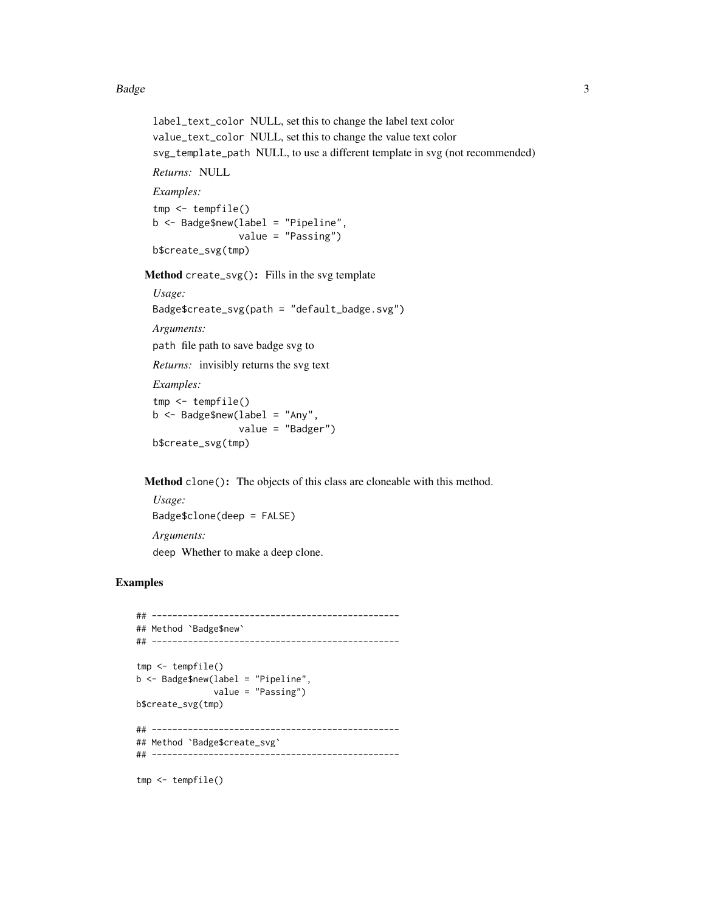`label_text_color` NULL, set this to change the label text color

`value_text_color` NULL, set this to change the value text color

`svg_template_path` NULL, to use a different template in svg (not recommended)

*Returns:* NULL

*Examples:*

```
tmp <- tempfile()
b <- Badge$new(label = "Pipeline",
               value = "Passing")
b$create_svg(tmp)
```

**Method** `create_svg()`**:** Fills in the svg template

*Usage:*

```
Badge$create_svg(path = "default_badge.svg")
```

*Arguments:*

`path` file path to save badge svg to

*Returns:* invisibly returns the svg text

*Examples:*

```
tmp <- tempfile()
b <- Badge$new(label = "Any",
               value = "Badger")
b$create_svg(tmp)
```

**Method** `clone()`**:** The objects of this class are cloneable with this method.

*Usage:*

```
Badge$clone(deep = FALSE)
```

*Arguments:*

`deep` Whether to make a deep clone.

## Examples

```
## ------------------------------------------------
## Method `Badge$new`
## ------------------------------------------------

tmp <- tempfile()
b <- Badge$new(label = "Pipeline",
               value = "Passing")
b$create_svg(tmp)

## ------------------------------------------------
## Method `Badge$create_svg`
## ------------------------------------------------

tmp <- tempfile()
```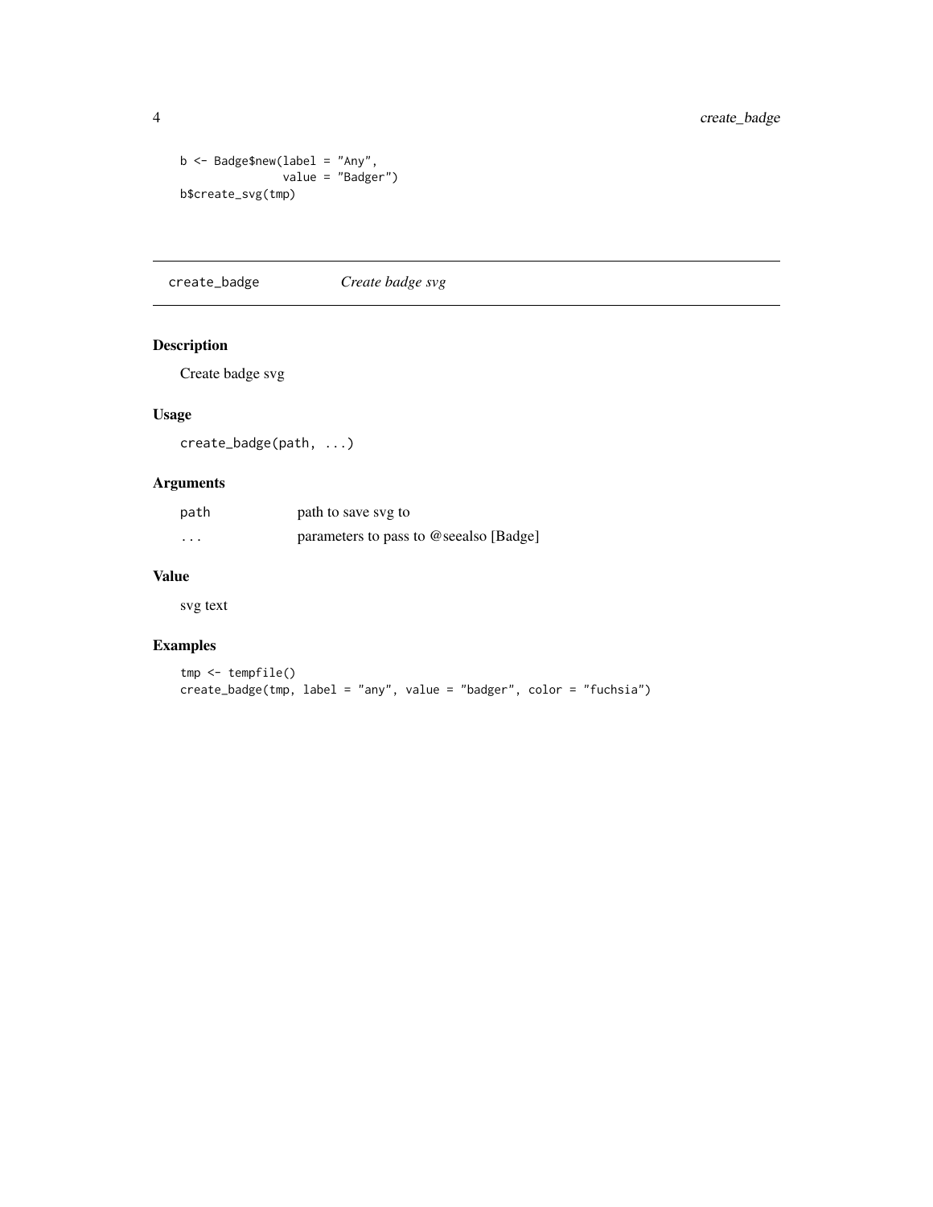```
b <- Badge$new(label = "Any",
              value = "Badger")
b$create_svg(tmp)
```

## create_badge *Create badge svg*

### Description

Create badge svg

### Usage

```
create_badge(path, ...)
```

### Arguments

| | |
|---|---|
| path | path to save svg to |
| ... | parameters to pass to @seealso [Badge] |

### Value

svg text

### Examples

```
tmp <- tempfile()
create_badge(tmp, label = "any", value = "badger", color = "fuchsia")
```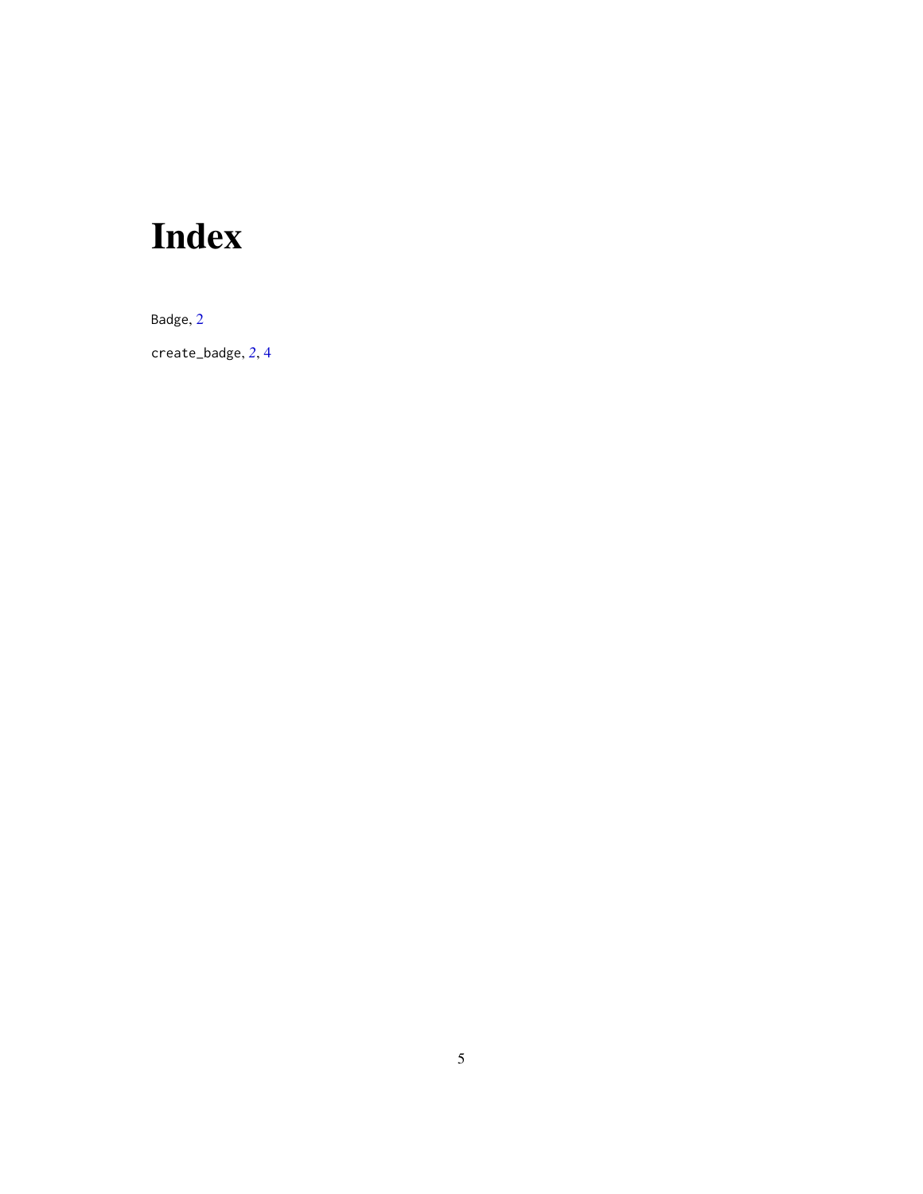# Index

Badge, 2

create_badge, *2*, 4